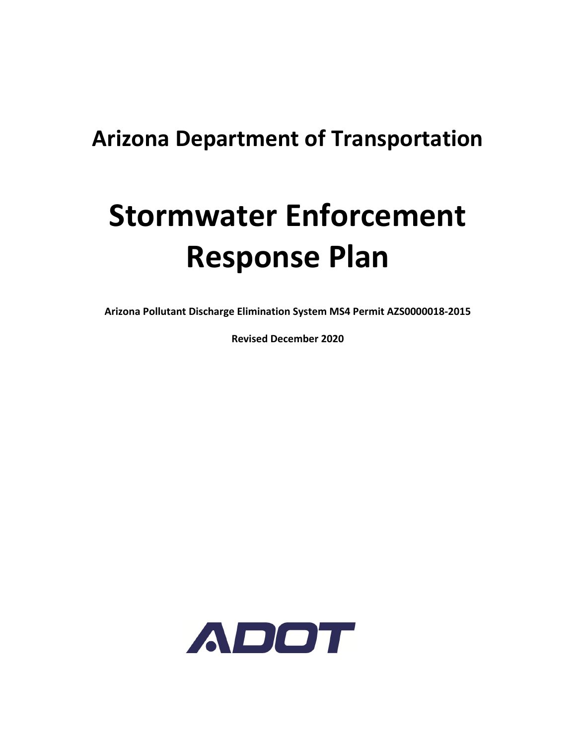# Arizona Department of Transportation

# Stormwater Enforcement Response Plan

**Arizona Pollutant Discharge Elimination System MS4 Permit AZS0000018-2015**

**Revised December 2020**

ADOT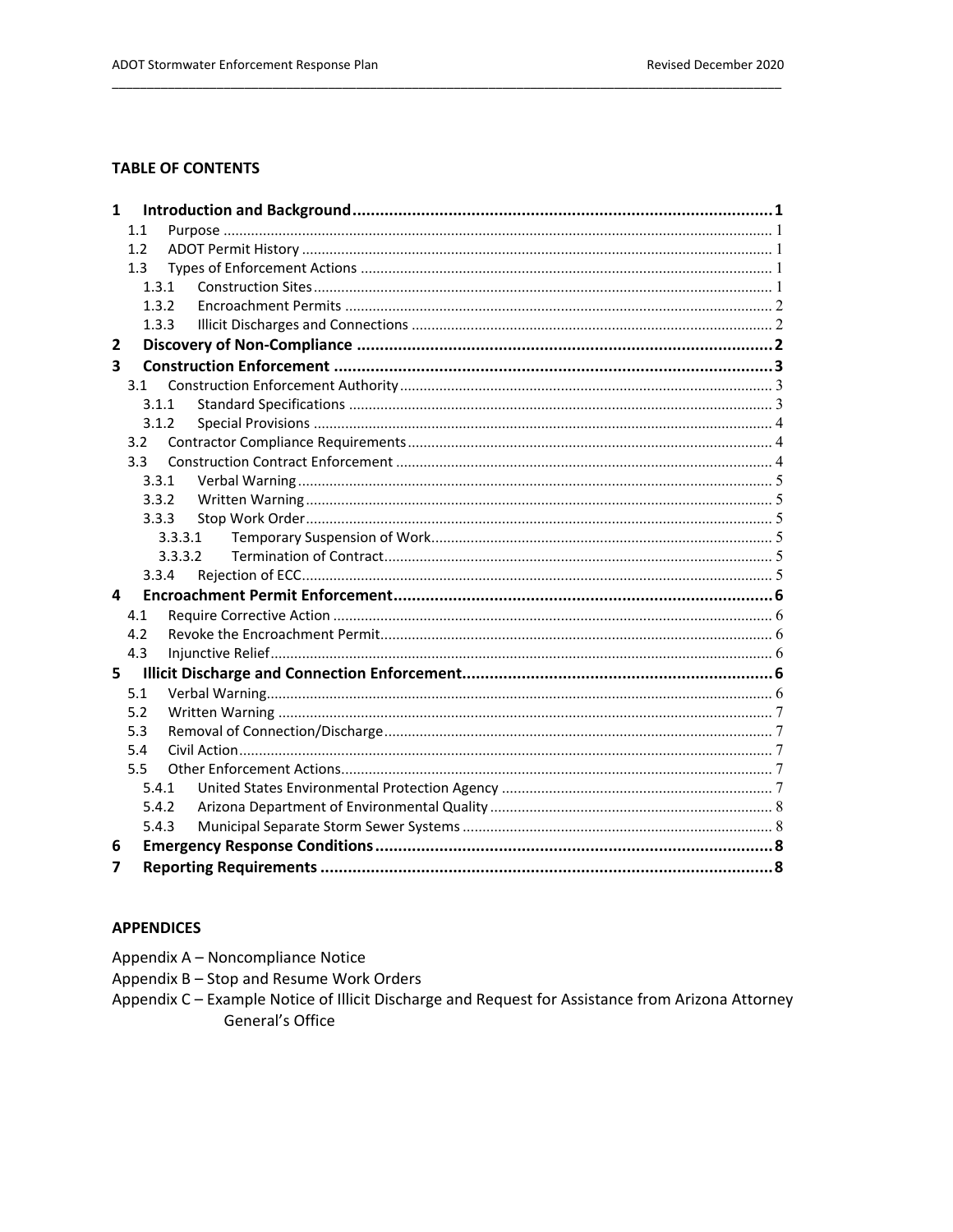**TABLE OF CONTENTS**

- 1 Introduction and Background ..... 1
  - 1.1 Purpose ..... 1
  - 1.2 ADOT Permit History ..... 1
  - 1.3 Types of Enforcement Actions ..... 1
    - 1.3.1 Construction Sites ..... 1
    - 1.3.2 Encroachment Permits ..... 2
    - 1.3.3 Illicit Discharges and Connections ..... 2
- 2 Discovery of Non-Compliance ..... 2
- 3 Construction Enforcement ..... 3
  - 3.1 Construction Enforcement Authority ..... 3
    - 3.1.1 Standard Specifications ..... 3
    - 3.1.2 Special Provisions ..... 4
  - 3.2 Contractor Compliance Requirements ..... 4
  - 3.3 Construction Contract Enforcement ..... 4
    - 3.3.1 Verbal Warning ..... 5
    - 3.3.2 Written Warning ..... 5
    - 3.3.3 Stop Work Order ..... 5
      - 3.3.3.1 Temporary Suspension of Work ..... 5
      - 3.3.3.2 Termination of Contract ..... 5
    - 3.3.4 Rejection of ECC ..... 5
- 4 Encroachment Permit Enforcement ..... 6
  - 4.1 Require Corrective Action ..... 6
  - 4.2 Revoke the Encroachment Permit ..... 6
  - 4.3 Injunctive Relief ..... 6
- 5 Illicit Discharge and Connection Enforcement ..... 6
  - 5.1 Verbal Warning ..... 6
  - 5.2 Written Warning ..... 7
  - 5.3 Removal of Connection/Discharge ..... 7
  - 5.4 Civil Action ..... 7
  - 5.5 Other Enforcement Actions ..... 7
    - 5.4.1 United States Environmental Protection Agency ..... 7
    - 5.4.2 Arizona Department of Environmental Quality ..... 8
    - 5.4.3 Municipal Separate Storm Sewer Systems ..... 8
- 6 Emergency Response Conditions ..... 8
- 7 Reporting Requirements ..... 8

**APPENDICES**

Appendix A – Noncompliance Notice

Appendix B – Stop and Resume Work Orders

Appendix C – Example Notice of Illicit Discharge and Request for Assistance from Arizona Attorney General's Office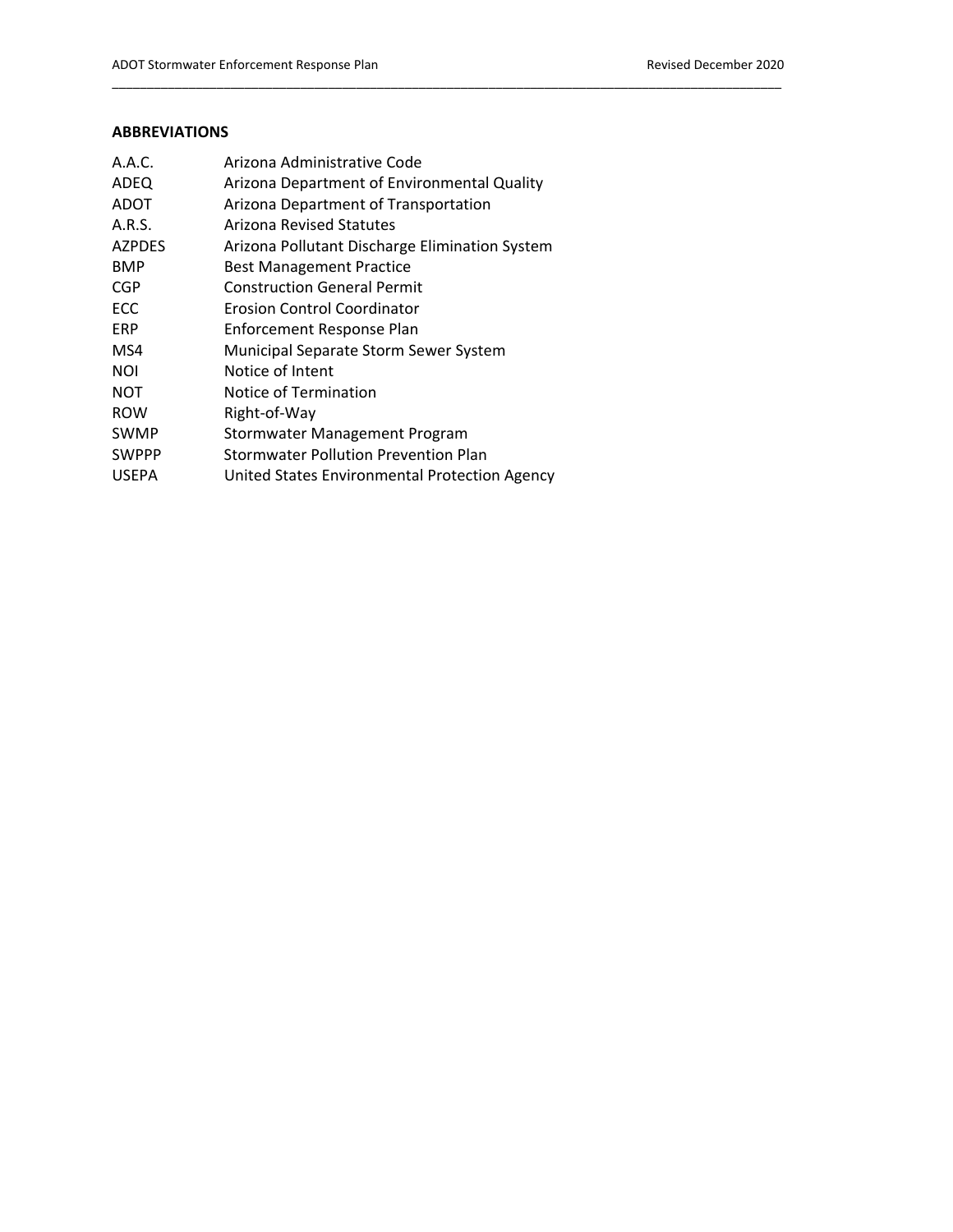## ABBREVIATIONS

| | |
|---|---|
| A.A.C. | Arizona Administrative Code |
| ADEQ | Arizona Department of Environmental Quality |
| ADOT | Arizona Department of Transportation |
| A.R.S. | Arizona Revised Statutes |
| AZPDES | Arizona Pollutant Discharge Elimination System |
| BMP | Best Management Practice |
| CGP | Construction General Permit |
| ECC | Erosion Control Coordinator |
| ERP | Enforcement Response Plan |
| MS4 | Municipal Separate Storm Sewer System |
| NOI | Notice of Intent |
| NOT | Notice of Termination |
| ROW | Right-of-Way |
| SWMP | Stormwater Management Program |
| SWPPP | Stormwater Pollution Prevention Plan |
| USEPA | United States Environmental Protection Agency |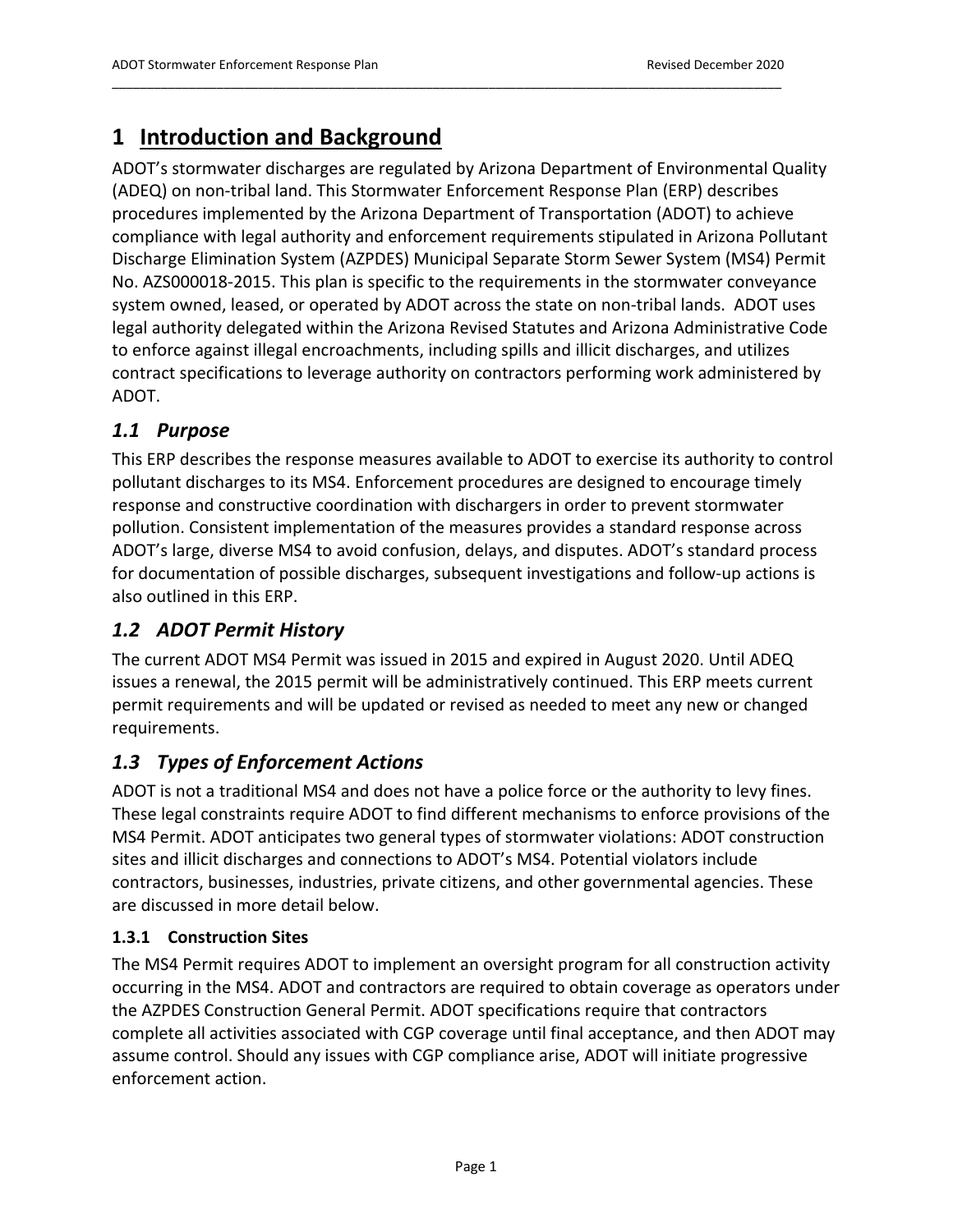# 1 Introduction and Background

ADOT's stormwater discharges are regulated by Arizona Department of Environmental Quality (ADEQ) on non-tribal land. This Stormwater Enforcement Response Plan (ERP) describes procedures implemented by the Arizona Department of Transportation (ADOT) to achieve compliance with legal authority and enforcement requirements stipulated in Arizona Pollutant Discharge Elimination System (AZPDES) Municipal Separate Storm Sewer System (MS4) Permit No. AZS000018-2015. This plan is specific to the requirements in the stormwater conveyance system owned, leased, or operated by ADOT across the state on non-tribal lands. ADOT uses legal authority delegated within the Arizona Revised Statutes and Arizona Administrative Code to enforce against illegal encroachments, including spills and illicit discharges, and utilizes contract specifications to leverage authority on contractors performing work administered by ADOT.

## *1.1 Purpose*

This ERP describes the response measures available to ADOT to exercise its authority to control pollutant discharges to its MS4. Enforcement procedures are designed to encourage timely response and constructive coordination with dischargers in order to prevent stormwater pollution. Consistent implementation of the measures provides a standard response across ADOT's large, diverse MS4 to avoid confusion, delays, and disputes. ADOT's standard process for documentation of possible discharges, subsequent investigations and follow-up actions is also outlined in this ERP.

## *1.2 ADOT Permit History*

The current ADOT MS4 Permit was issued in 2015 and expired in August 2020. Until ADEQ issues a renewal, the 2015 permit will be administratively continued. This ERP meets current permit requirements and will be updated or revised as needed to meet any new or changed requirements.

## *1.3 Types of Enforcement Actions*

ADOT is not a traditional MS4 and does not have a police force or the authority to levy fines. These legal constraints require ADOT to find different mechanisms to enforce provisions of the MS4 Permit. ADOT anticipates two general types of stormwater violations: ADOT construction sites and illicit discharges and connections to ADOT's MS4. Potential violators include contractors, businesses, industries, private citizens, and other governmental agencies. These are discussed in more detail below.

### 1.3.1 Construction Sites

The MS4 Permit requires ADOT to implement an oversight program for all construction activity occurring in the MS4. ADOT and contractors are required to obtain coverage as operators under the AZPDES Construction General Permit. ADOT specifications require that contractors complete all activities associated with CGP coverage until final acceptance, and then ADOT may assume control. Should any issues with CGP compliance arise, ADOT will initiate progressive enforcement action.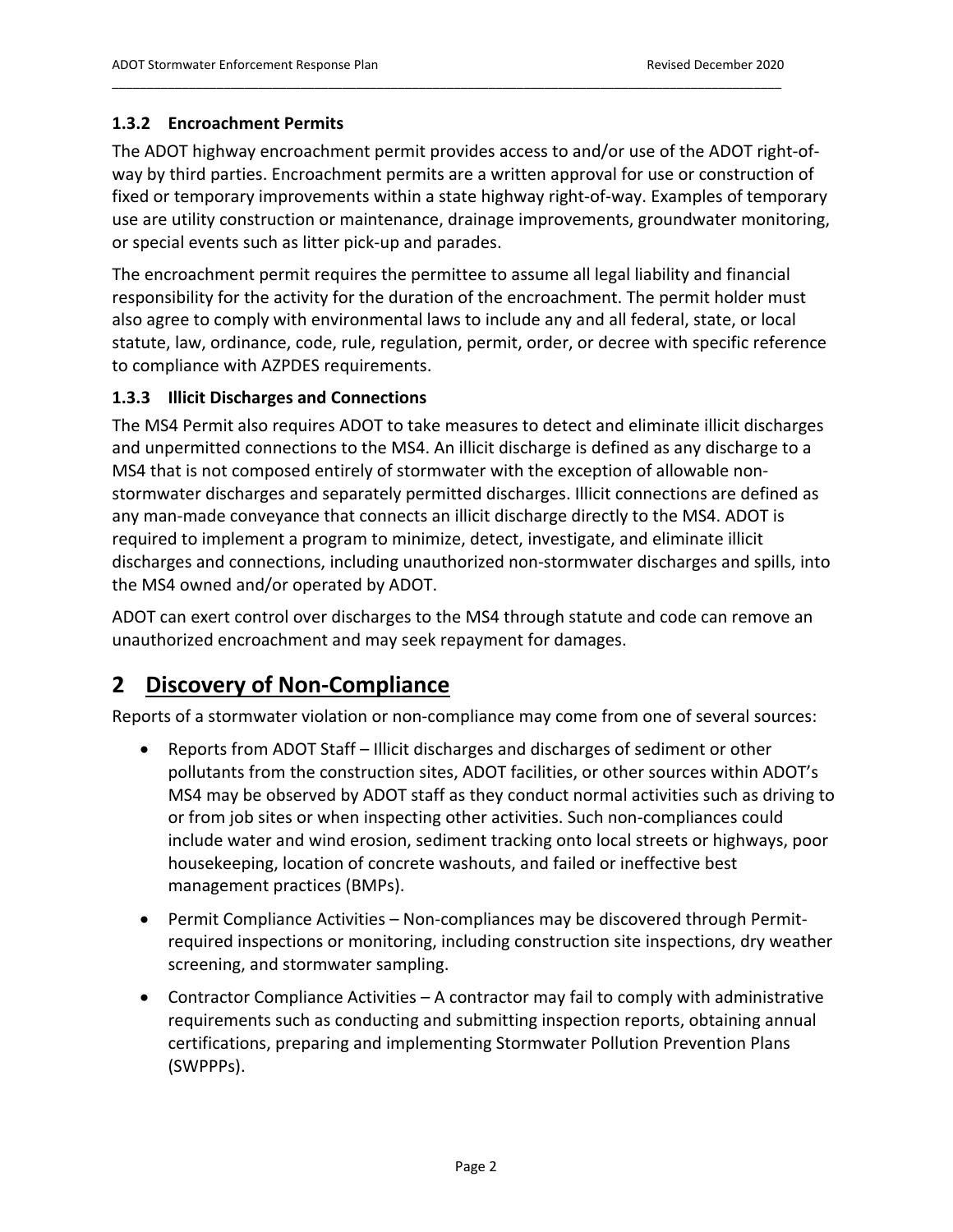### 1.3.2 Encroachment Permits

The ADOT highway encroachment permit provides access to and/or use of the ADOT right-of-way by third parties. Encroachment permits are a written approval for use or construction of fixed or temporary improvements within a state highway right-of-way. Examples of temporary use are utility construction or maintenance, drainage improvements, groundwater monitoring, or special events such as litter pick-up and parades.

The encroachment permit requires the permittee to assume all legal liability and financial responsibility for the activity for the duration of the encroachment. The permit holder must also agree to comply with environmental laws to include any and all federal, state, or local statute, law, ordinance, code, rule, regulation, permit, order, or decree with specific reference to compliance with AZPDES requirements.

### 1.3.3 Illicit Discharges and Connections

The MS4 Permit also requires ADOT to take measures to detect and eliminate illicit discharges and unpermitted connections to the MS4. An illicit discharge is defined as any discharge to a MS4 that is not composed entirely of stormwater with the exception of allowable non-stormwater discharges and separately permitted discharges. Illicit connections are defined as any man-made conveyance that connects an illicit discharge directly to the MS4. ADOT is required to implement a program to minimize, detect, investigate, and eliminate illicit discharges and connections, including unauthorized non-stormwater discharges and spills, into the MS4 owned and/or operated by ADOT.

ADOT can exert control over discharges to the MS4 through statute and code can remove an unauthorized encroachment and may seek repayment for damages.

# 2 Discovery of Non-Compliance

Reports of a stormwater violation or non-compliance may come from one of several sources:

- Reports from ADOT Staff – Illicit discharges and discharges of sediment or other pollutants from the construction sites, ADOT facilities, or other sources within ADOT's MS4 may be observed by ADOT staff as they conduct normal activities such as driving to or from job sites or when inspecting other activities. Such non-compliances could include water and wind erosion, sediment tracking onto local streets or highways, poor housekeeping, location of concrete washouts, and failed or ineffective best management practices (BMPs).
- Permit Compliance Activities – Non-compliances may be discovered through Permit-required inspections or monitoring, including construction site inspections, dry weather screening, and stormwater sampling.
- Contractor Compliance Activities – A contractor may fail to comply with administrative requirements such as conducting and submitting inspection reports, obtaining annual certifications, preparing and implementing Stormwater Pollution Prevention Plans (SWPPPs).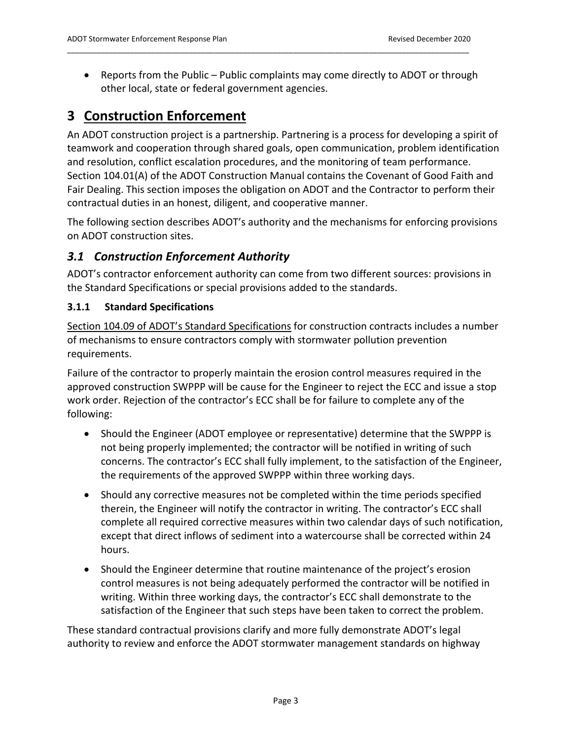- Reports from the Public – Public complaints may come directly to ADOT or through other local, state or federal government agencies.

# 3 Construction Enforcement

An ADOT construction project is a partnership. Partnering is a process for developing a spirit of teamwork and cooperation through shared goals, open communication, problem identification and resolution, conflict escalation procedures, and the monitoring of team performance. Section 104.01(A) of the ADOT Construction Manual contains the Covenant of Good Faith and Fair Dealing. This section imposes the obligation on ADOT and the Contractor to perform their contractual duties in an honest, diligent, and cooperative manner.

The following section describes ADOT's authority and the mechanisms for enforcing provisions on ADOT construction sites.

## *3.1 Construction Enforcement Authority*

ADOT's contractor enforcement authority can come from two different sources: provisions in the Standard Specifications or special provisions added to the standards.

### 3.1.1 Standard Specifications

Section 104.09 of ADOT's Standard Specifications for construction contracts includes a number of mechanisms to ensure contractors comply with stormwater pollution prevention requirements.

Failure of the contractor to properly maintain the erosion control measures required in the approved construction SWPPP will be cause for the Engineer to reject the ECC and issue a stop work order. Rejection of the contractor's ECC shall be for failure to complete any of the following:

- Should the Engineer (ADOT employee or representative) determine that the SWPPP is not being properly implemented; the contractor will be notified in writing of such concerns. The contractor's ECC shall fully implement, to the satisfaction of the Engineer, the requirements of the approved SWPPP within three working days.
- Should any corrective measures not be completed within the time periods specified therein, the Engineer will notify the contractor in writing. The contractor's ECC shall complete all required corrective measures within two calendar days of such notification, except that direct inflows of sediment into a watercourse shall be corrected within 24 hours.
- Should the Engineer determine that routine maintenance of the project's erosion control measures is not being adequately performed the contractor will be notified in writing. Within three working days, the contractor's ECC shall demonstrate to the satisfaction of the Engineer that such steps have been taken to correct the problem.

These standard contractual provisions clarify and more fully demonstrate ADOT's legal authority to review and enforce the ADOT stormwater management standards on highway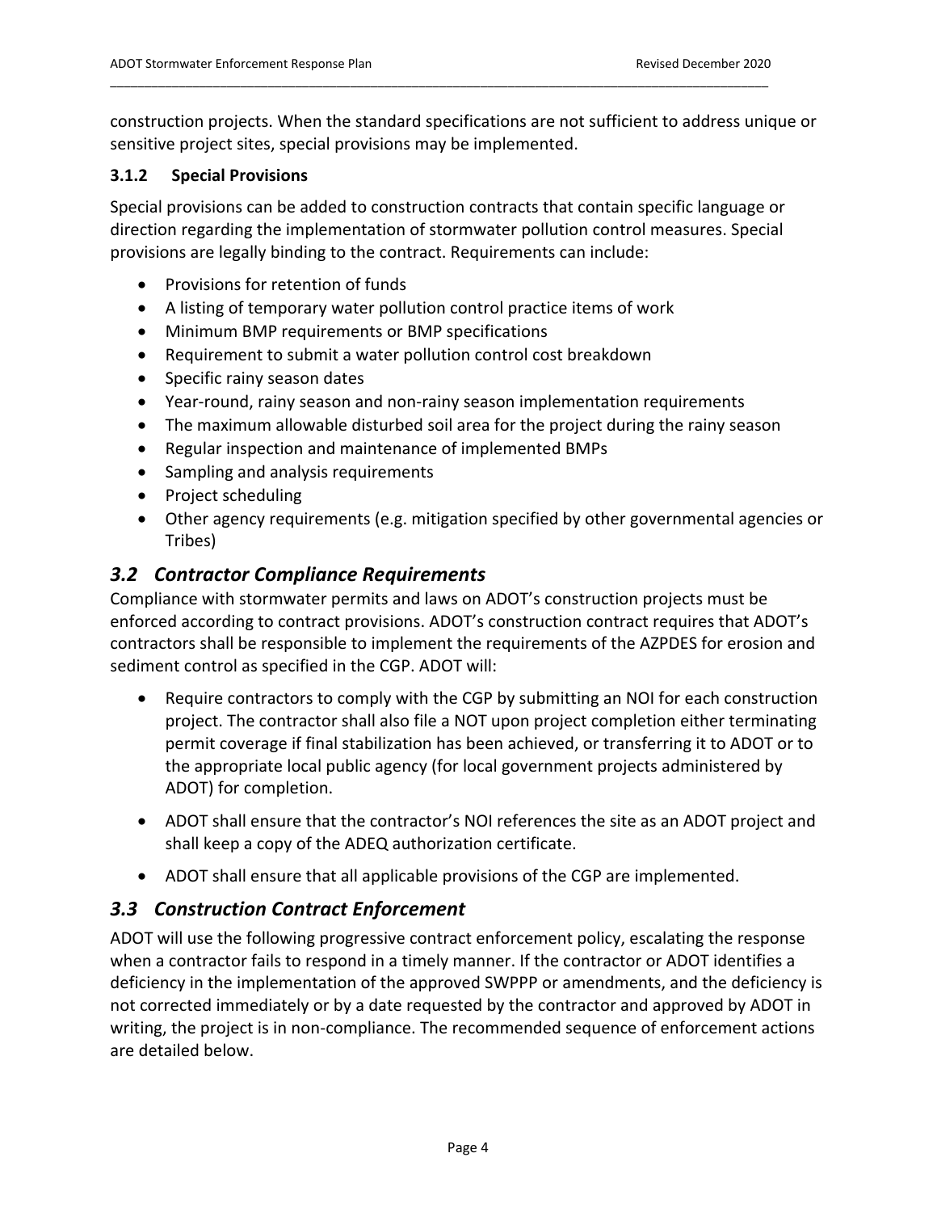construction projects. When the standard specifications are not sufficient to address unique or sensitive project sites, special provisions may be implemented.

### 3.1.2 Special Provisions

Special provisions can be added to construction contracts that contain specific language or direction regarding the implementation of stormwater pollution control measures. Special provisions are legally binding to the contract. Requirements can include:

- Provisions for retention of funds
- A listing of temporary water pollution control practice items of work
- Minimum BMP requirements or BMP specifications
- Requirement to submit a water pollution control cost breakdown
- Specific rainy season dates
- Year-round, rainy season and non-rainy season implementation requirements
- The maximum allowable disturbed soil area for the project during the rainy season
- Regular inspection and maintenance of implemented BMPs
- Sampling and analysis requirements
- Project scheduling
- Other agency requirements (e.g. mitigation specified by other governmental agencies or Tribes)

## *3.2 Contractor Compliance Requirements*

Compliance with stormwater permits and laws on ADOT's construction projects must be enforced according to contract provisions. ADOT's construction contract requires that ADOT's contractors shall be responsible to implement the requirements of the AZPDES for erosion and sediment control as specified in the CGP. ADOT will:

- Require contractors to comply with the CGP by submitting an NOI for each construction project. The contractor shall also file a NOT upon project completion either terminating permit coverage if final stabilization has been achieved, or transferring it to ADOT or to the appropriate local public agency (for local government projects administered by ADOT) for completion.
- ADOT shall ensure that the contractor's NOI references the site as an ADOT project and shall keep a copy of the ADEQ authorization certificate.
- ADOT shall ensure that all applicable provisions of the CGP are implemented.

## *3.3 Construction Contract Enforcement*

ADOT will use the following progressive contract enforcement policy, escalating the response when a contractor fails to respond in a timely manner. If the contractor or ADOT identifies a deficiency in the implementation of the approved SWPPP or amendments, and the deficiency is not corrected immediately or by a date requested by the contractor and approved by ADOT in writing, the project is in non-compliance. The recommended sequence of enforcement actions are detailed below.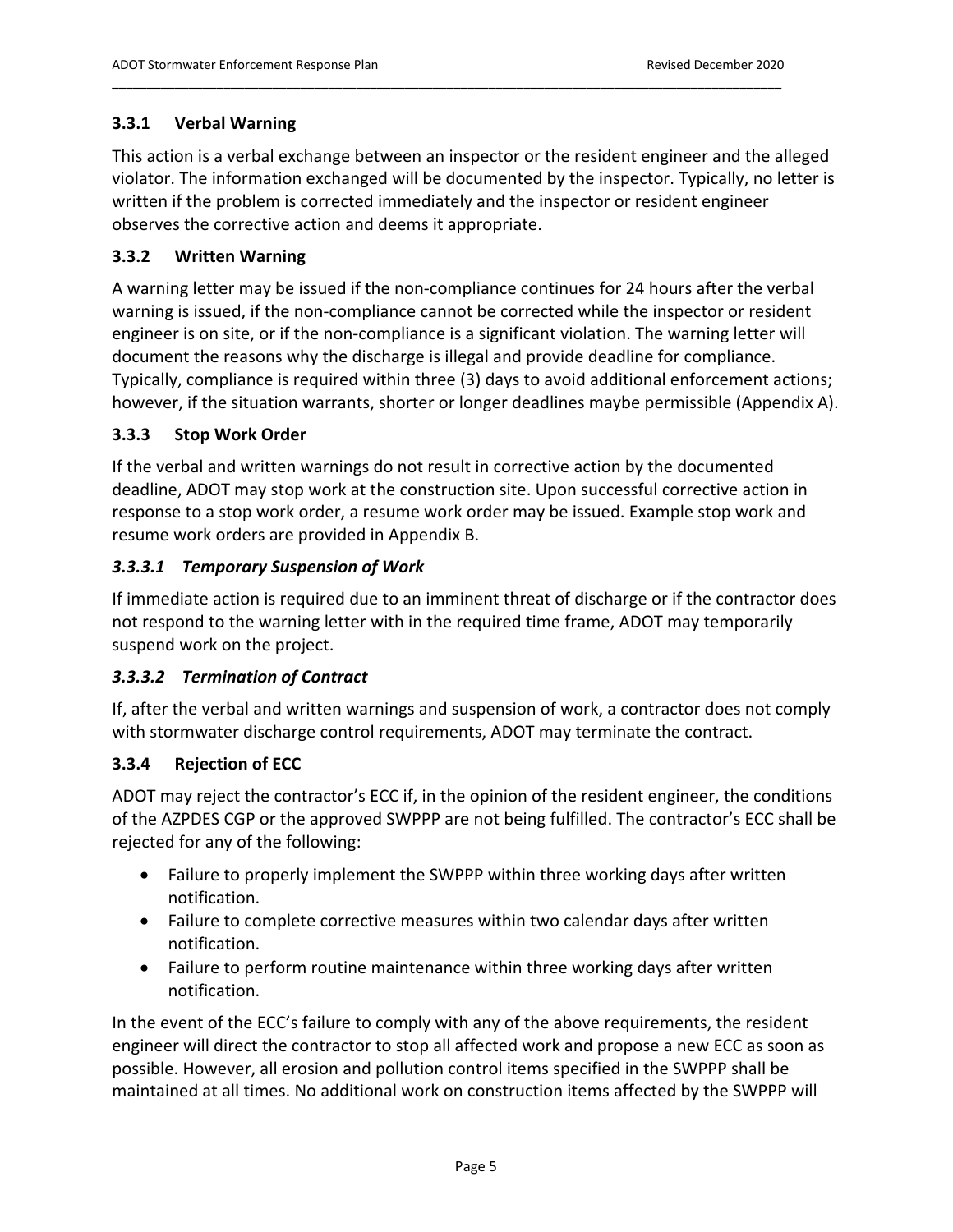### 3.3.1 Verbal Warning

This action is a verbal exchange between an inspector or the resident engineer and the alleged violator. The information exchanged will be documented by the inspector. Typically, no letter is written if the problem is corrected immediately and the inspector or resident engineer observes the corrective action and deems it appropriate.

### 3.3.2 Written Warning

A warning letter may be issued if the non-compliance continues for 24 hours after the verbal warning is issued, if the non-compliance cannot be corrected while the inspector or resident engineer is on site, or if the non-compliance is a significant violation. The warning letter will document the reasons why the discharge is illegal and provide deadline for compliance. Typically, compliance is required within three (3) days to avoid additional enforcement actions; however, if the situation warrants, shorter or longer deadlines maybe permissible (Appendix A).

### 3.3.3 Stop Work Order

If the verbal and written warnings do not result in corrective action by the documented deadline, ADOT may stop work at the construction site. Upon successful corrective action in response to a stop work order, a resume work order may be issued. Example stop work and resume work orders are provided in Appendix B.

#### *3.3.3.1 Temporary Suspension of Work*

If immediate action is required due to an imminent threat of discharge or if the contractor does not respond to the warning letter with in the required time frame, ADOT may temporarily suspend work on the project.

#### *3.3.3.2 Termination of Contract*

If, after the verbal and written warnings and suspension of work, a contractor does not comply with stormwater discharge control requirements, ADOT may terminate the contract.

### 3.3.4 Rejection of ECC

ADOT may reject the contractor's ECC if, in the opinion of the resident engineer, the conditions of the AZPDES CGP or the approved SWPPP are not being fulfilled. The contractor's ECC shall be rejected for any of the following:

- Failure to properly implement the SWPPP within three working days after written notification.
- Failure to complete corrective measures within two calendar days after written notification.
- Failure to perform routine maintenance within three working days after written notification.

In the event of the ECC's failure to comply with any of the above requirements, the resident engineer will direct the contractor to stop all affected work and propose a new ECC as soon as possible. However, all erosion and pollution control items specified in the SWPPP shall be maintained at all times. No additional work on construction items affected by the SWPPP will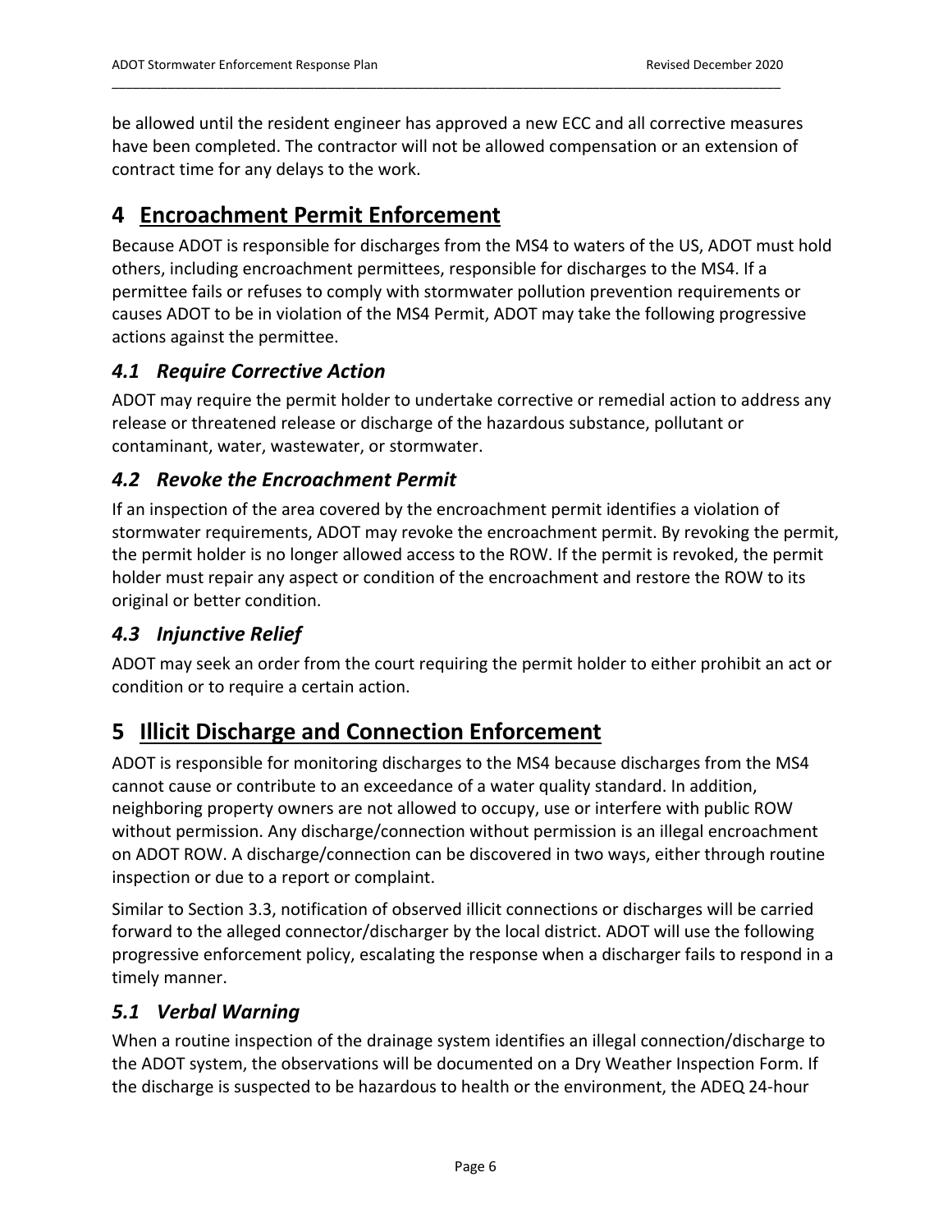be allowed until the resident engineer has approved a new ECC and all corrective measures have been completed. The contractor will not be allowed compensation or an extension of contract time for any delays to the work.

# 4 Encroachment Permit Enforcement

Because ADOT is responsible for discharges from the MS4 to waters of the US, ADOT must hold others, including encroachment permittees, responsible for discharges to the MS4. If a permittee fails or refuses to comply with stormwater pollution prevention requirements or causes ADOT to be in violation of the MS4 Permit, ADOT may take the following progressive actions against the permittee.

## *4.1 Require Corrective Action*

ADOT may require the permit holder to undertake corrective or remedial action to address any release or threatened release or discharge of the hazardous substance, pollutant or contaminant, water, wastewater, or stormwater.

## *4.2 Revoke the Encroachment Permit*

If an inspection of the area covered by the encroachment permit identifies a violation of stormwater requirements, ADOT may revoke the encroachment permit. By revoking the permit, the permit holder is no longer allowed access to the ROW. If the permit is revoked, the permit holder must repair any aspect or condition of the encroachment and restore the ROW to its original or better condition.

## *4.3 Injunctive Relief*

ADOT may seek an order from the court requiring the permit holder to either prohibit an act or condition or to require a certain action.

# 5 Illicit Discharge and Connection Enforcement

ADOT is responsible for monitoring discharges to the MS4 because discharges from the MS4 cannot cause or contribute to an exceedance of a water quality standard. In addition, neighboring property owners are not allowed to occupy, use or interfere with public ROW without permission. Any discharge/connection without permission is an illegal encroachment on ADOT ROW. A discharge/connection can be discovered in two ways, either through routine inspection or due to a report or complaint.

Similar to Section 3.3, notification of observed illicit connections or discharges will be carried forward to the alleged connector/discharger by the local district. ADOT will use the following progressive enforcement policy, escalating the response when a discharger fails to respond in a timely manner.

## *5.1 Verbal Warning*

When a routine inspection of the drainage system identifies an illegal connection/discharge to the ADOT system, the observations will be documented on a Dry Weather Inspection Form. If the discharge is suspected to be hazardous to health or the environment, the ADEQ 24-hour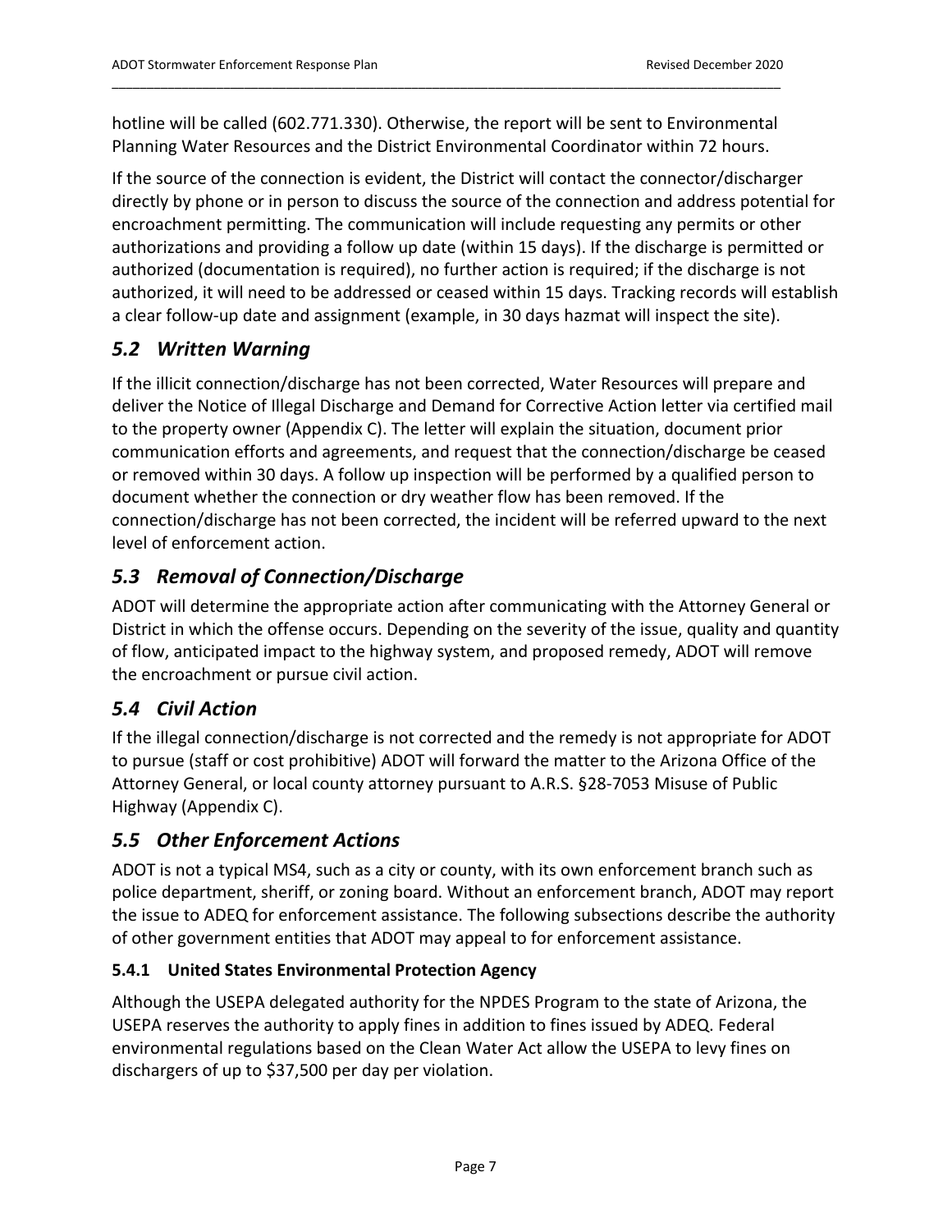hotline will be called (602.771.330). Otherwise, the report will be sent to Environmental Planning Water Resources and the District Environmental Coordinator within 72 hours.

If the source of the connection is evident, the District will contact the connector/discharger directly by phone or in person to discuss the source of the connection and address potential for encroachment permitting. The communication will include requesting any permits or other authorizations and providing a follow up date (within 15 days). If the discharge is permitted or authorized (documentation is required), no further action is required; if the discharge is not authorized, it will need to be addressed or ceased within 15 days. Tracking records will establish a clear follow-up date and assignment (example, in 30 days hazmat will inspect the site).

## *5.2 Written Warning*

If the illicit connection/discharge has not been corrected, Water Resources will prepare and deliver the Notice of Illegal Discharge and Demand for Corrective Action letter via certified mail to the property owner (Appendix C). The letter will explain the situation, document prior communication efforts and agreements, and request that the connection/discharge be ceased or removed within 30 days. A follow up inspection will be performed by a qualified person to document whether the connection or dry weather flow has been removed. If the connection/discharge has not been corrected, the incident will be referred upward to the next level of enforcement action.

## *5.3 Removal of Connection/Discharge*

ADOT will determine the appropriate action after communicating with the Attorney General or District in which the offense occurs. Depending on the severity of the issue, quality and quantity of flow, anticipated impact to the highway system, and proposed remedy, ADOT will remove the encroachment or pursue civil action.

## *5.4 Civil Action*

If the illegal connection/discharge is not corrected and the remedy is not appropriate for ADOT to pursue (staff or cost prohibitive) ADOT will forward the matter to the Arizona Office of the Attorney General, or local county attorney pursuant to A.R.S. §28-7053 Misuse of Public Highway (Appendix C).

## *5.5 Other Enforcement Actions*

ADOT is not a typical MS4, such as a city or county, with its own enforcement branch such as police department, sheriff, or zoning board. Without an enforcement branch, ADOT may report the issue to ADEQ for enforcement assistance. The following subsections describe the authority of other government entities that ADOT may appeal to for enforcement assistance.

### 5.4.1 United States Environmental Protection Agency

Although the USEPA delegated authority for the NPDES Program to the state of Arizona, the USEPA reserves the authority to apply fines in addition to fines issued by ADEQ. Federal environmental regulations based on the Clean Water Act allow the USEPA to levy fines on dischargers of up to $37,500 per day per violation.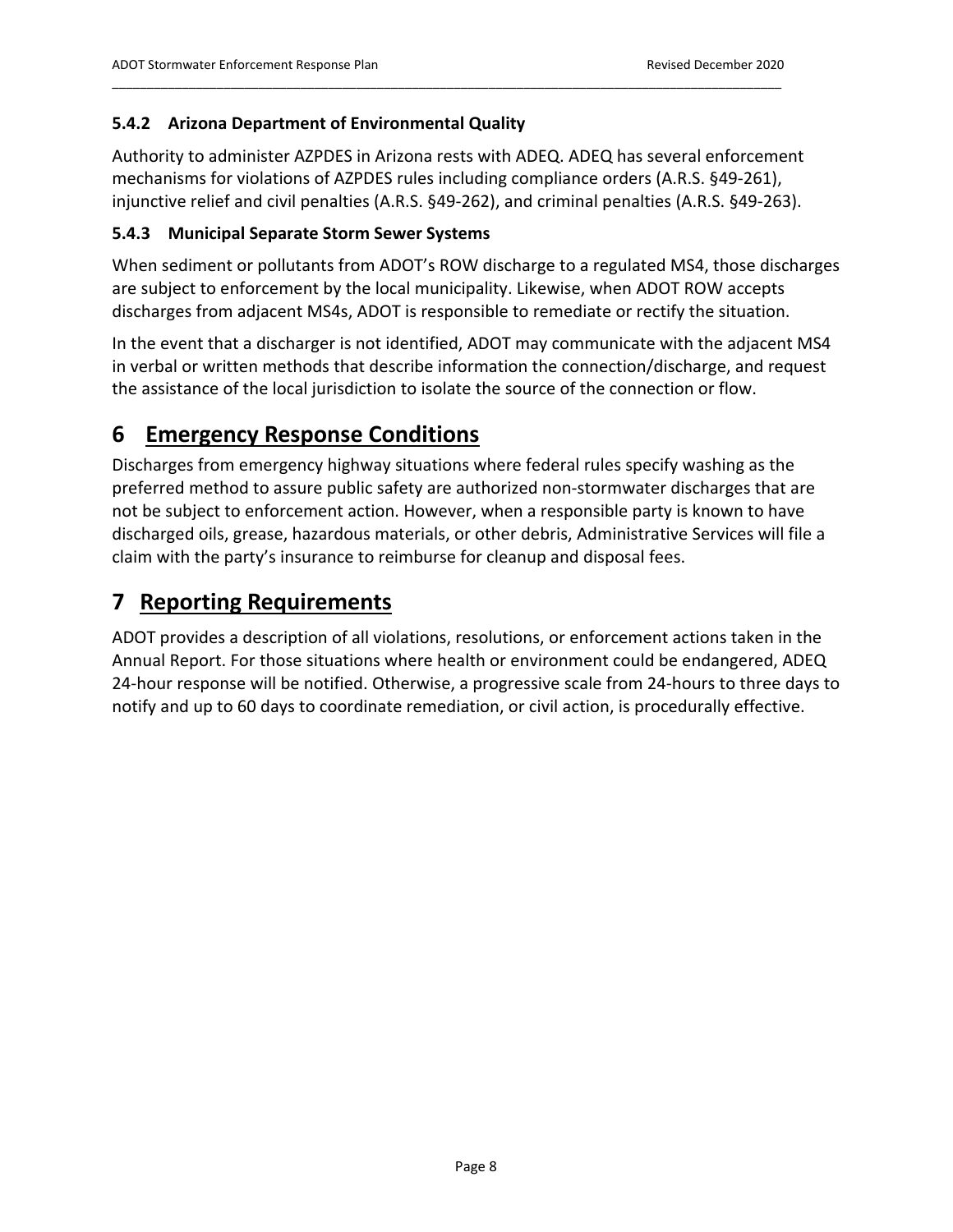### 5.4.2 Arizona Department of Environmental Quality

Authority to administer AZPDES in Arizona rests with ADEQ. ADEQ has several enforcement mechanisms for violations of AZPDES rules including compliance orders (A.R.S. §49-261), injunctive relief and civil penalties (A.R.S. §49-262), and criminal penalties (A.R.S. §49-263).

### 5.4.3 Municipal Separate Storm Sewer Systems

When sediment or pollutants from ADOT's ROW discharge to a regulated MS4, those discharges are subject to enforcement by the local municipality. Likewise, when ADOT ROW accepts discharges from adjacent MS4s, ADOT is responsible to remediate or rectify the situation.

In the event that a discharger is not identified, ADOT may communicate with the adjacent MS4 in verbal or written methods that describe information the connection/discharge, and request the assistance of the local jurisdiction to isolate the source of the connection or flow.

# 6 Emergency Response Conditions

Discharges from emergency highway situations where federal rules specify washing as the preferred method to assure public safety are authorized non-stormwater discharges that are not be subject to enforcement action. However, when a responsible party is known to have discharged oils, grease, hazardous materials, or other debris, Administrative Services will file a claim with the party's insurance to reimburse for cleanup and disposal fees.

# 7 Reporting Requirements

ADOT provides a description of all violations, resolutions, or enforcement actions taken in the Annual Report. For those situations where health or environment could be endangered, ADEQ 24-hour response will be notified. Otherwise, a progressive scale from 24-hours to three days to notify and up to 60 days to coordinate remediation, or civil action, is procedurally effective.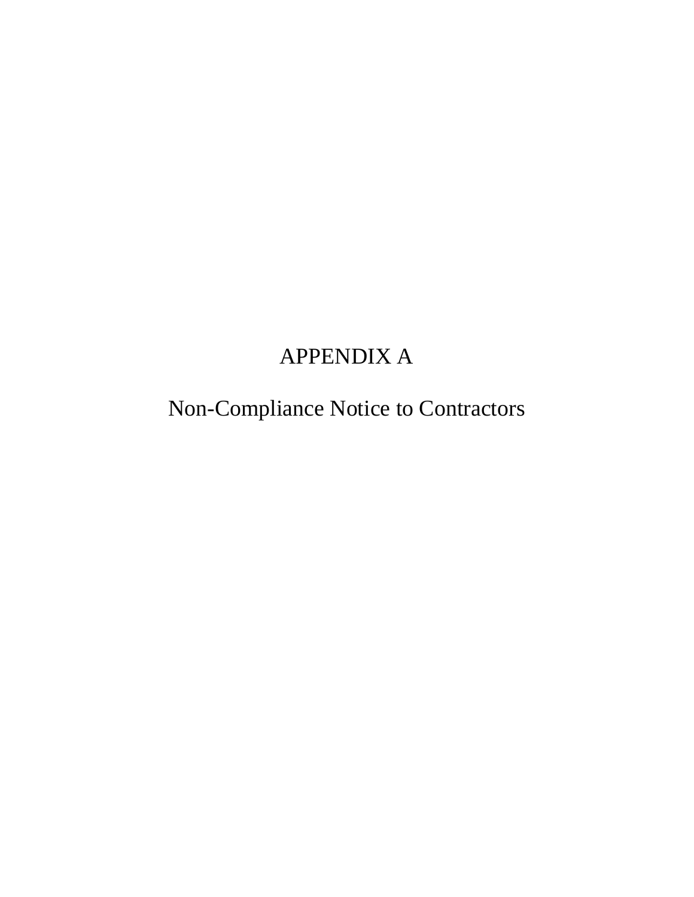# APPENDIX A

## Non-Compliance Notice to Contractors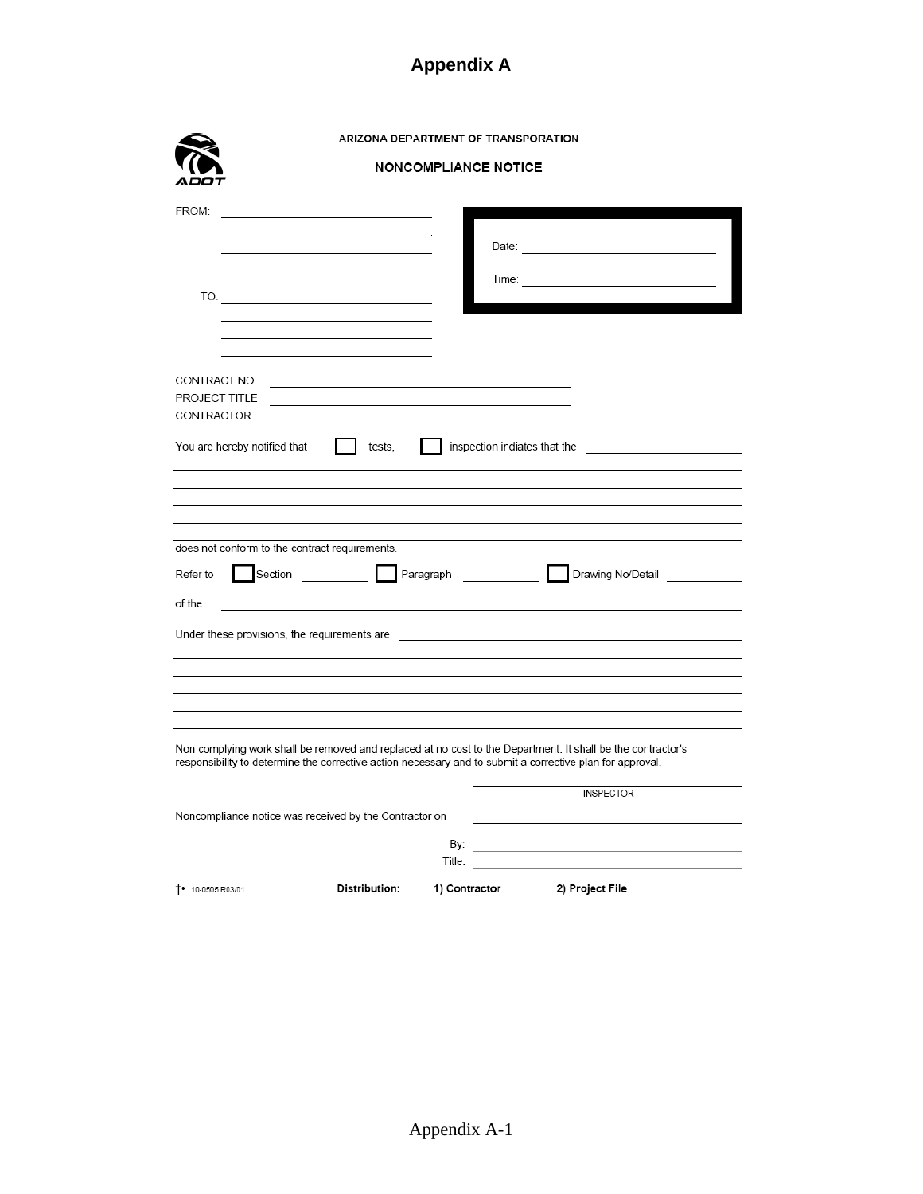# Appendix A

ARIZONA DEPARTMENT OF TRANSPORATION

**NONCOMPLIANCE NOTICE**

FROM: ______________________________

______________________________

______________________________

TO: ______________________________

______________________________

______________________________

______________________________

Date: ______________________________

Time: ______________________________

CONTRACT NO. ______________________________

PROJECT TITLE ______________________________

CONTRACTOR ______________________________

You are hereby notified that ☐ tests, ☐ inspection indiates that the ______________________________

______________________________

______________________________

______________________________

______________________________

does not conform to the contract requirements.

Refer to ☐ Section __________ ☐ Paragraph __________ ☐ Drawing No/Detail __________

of the ______________________________

Under these provisions, the requirements are ______________________________

______________________________

______________________________

______________________________

______________________________

Non complying work shall be removed and replaced at no cost to the Department. It shall be the contractor's responsibility to determine the corrective action necessary and to submit a corrective plan for approval.

______________________________
INSPECTOR

Noncompliance notice was received by the Contractor on ______________________________

By: ______________________________

Title: ______________________________

†• 10-0505 R03/01 **Distribution:** **1) Contractor** **2) Project File**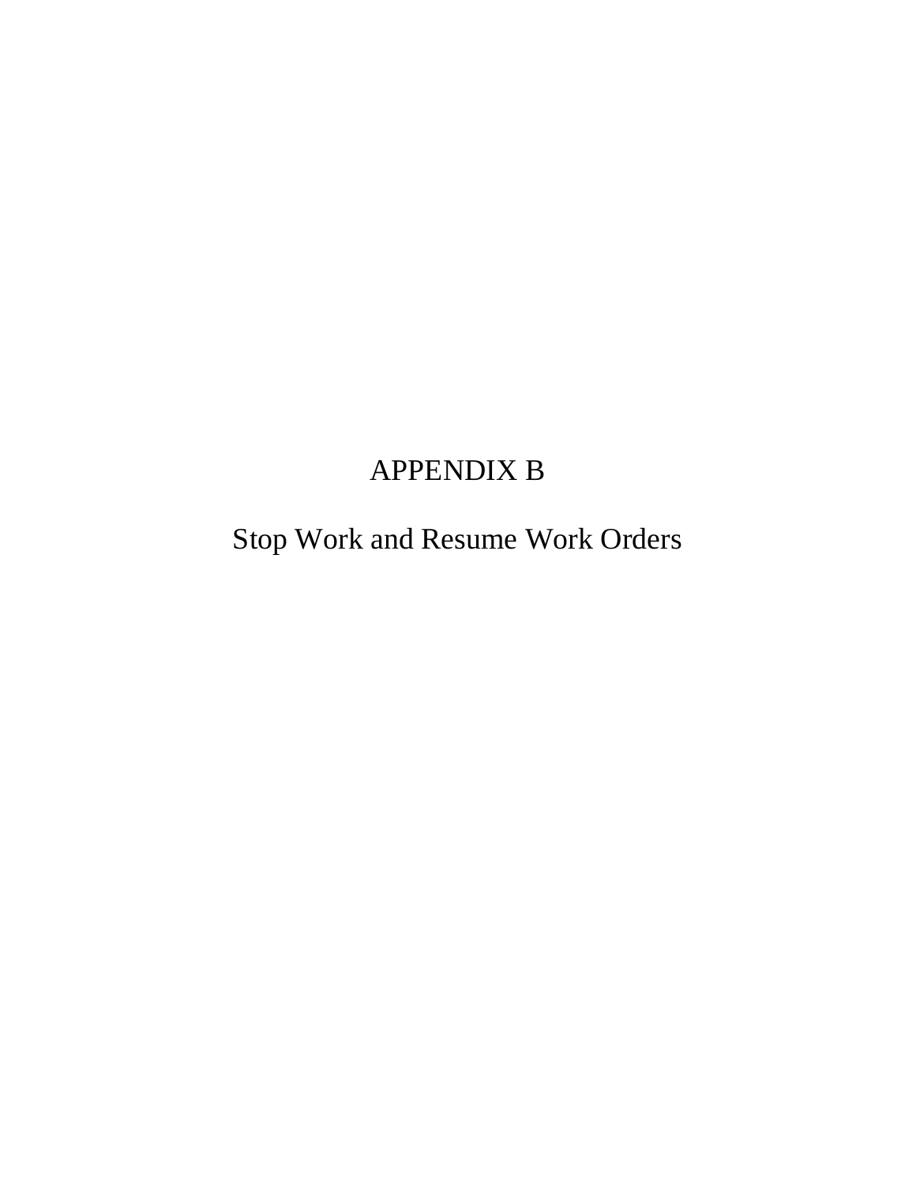# APPENDIX B

## Stop Work and Resume Work Orders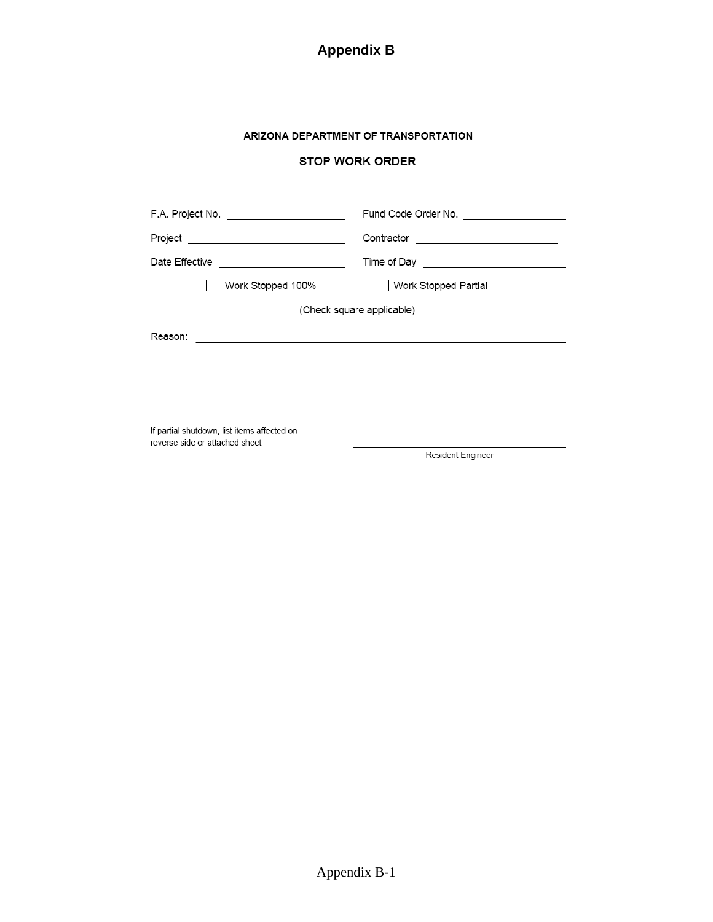# Appendix B

**ARIZONA DEPARTMENT OF TRANSPORTATION**

**STOP WORK ORDER**

F.A. Project No. ____________________ Fund Code Order No. ____________________

Project ____________________ Contractor ____________________

Date Effective ____________________ Time of Day ____________________

☐ Work Stopped 100% ☐ Work Stopped Partial

(Check square applicable)

Reason: ________________________________________________

________________________________________________

________________________________________________

________________________________________________

________________________________________________

If partial shutdown, list items affected on reverse side or attached sheet

____________________
Resident Engineer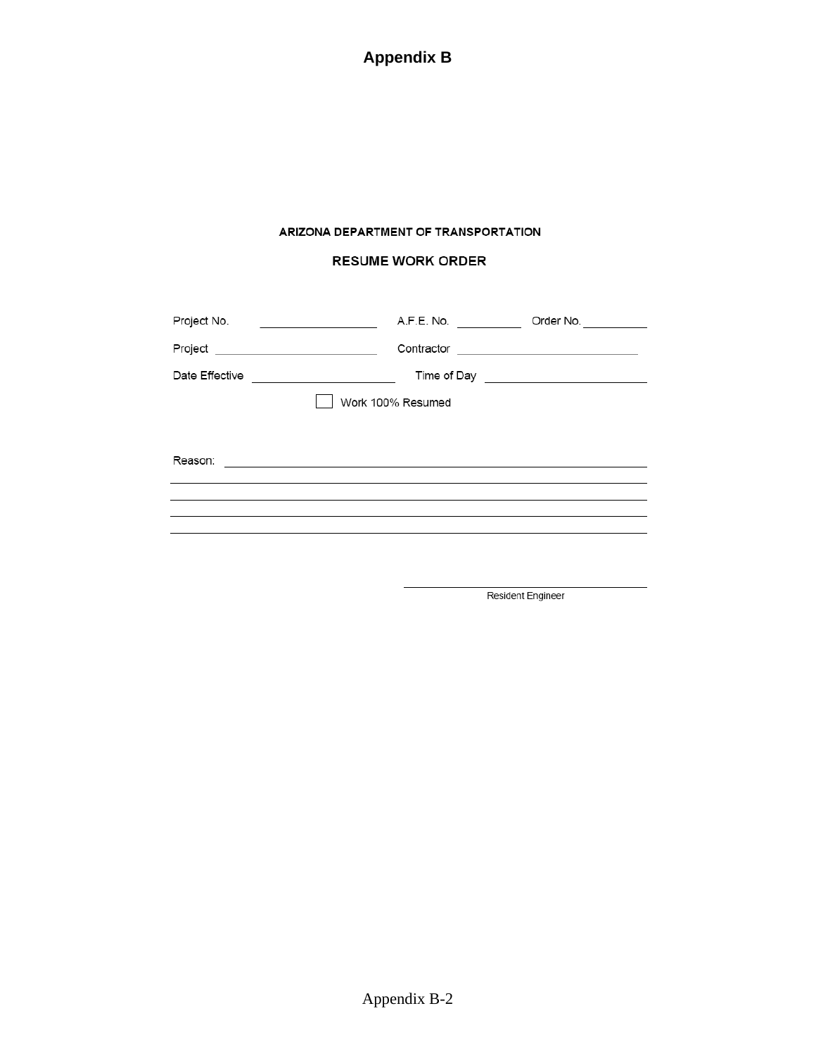# Appendix B

**ARIZONA DEPARTMENT OF TRANSPORTATION**

**RESUME WORK ORDER**

Project No. ____________________ A.F.E. No. ____________ Order No. ____________

Project ____________________________ Contractor ______________________________

Date Effective ________________________ Time of Day ___________________________

☐ Work 100% Resumed

Reason: ______________________________________________________________

______________________________________________________________________

______________________________________________________________________

______________________________________________________________________

______________________________________________________________________

______________________________
Resident Engineer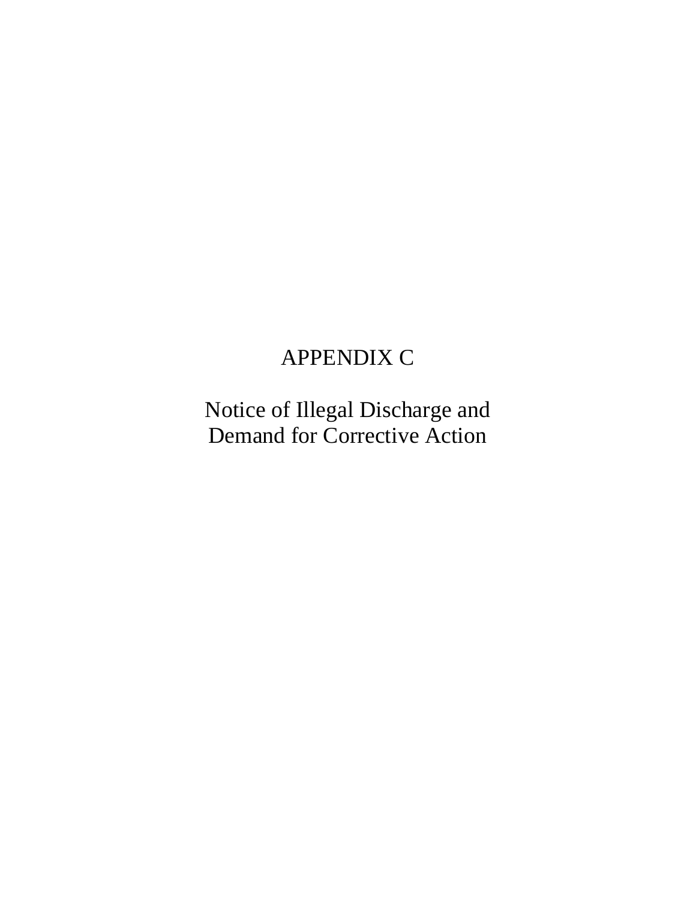# APPENDIX C

## Notice of Illegal Discharge and Demand for Corrective Action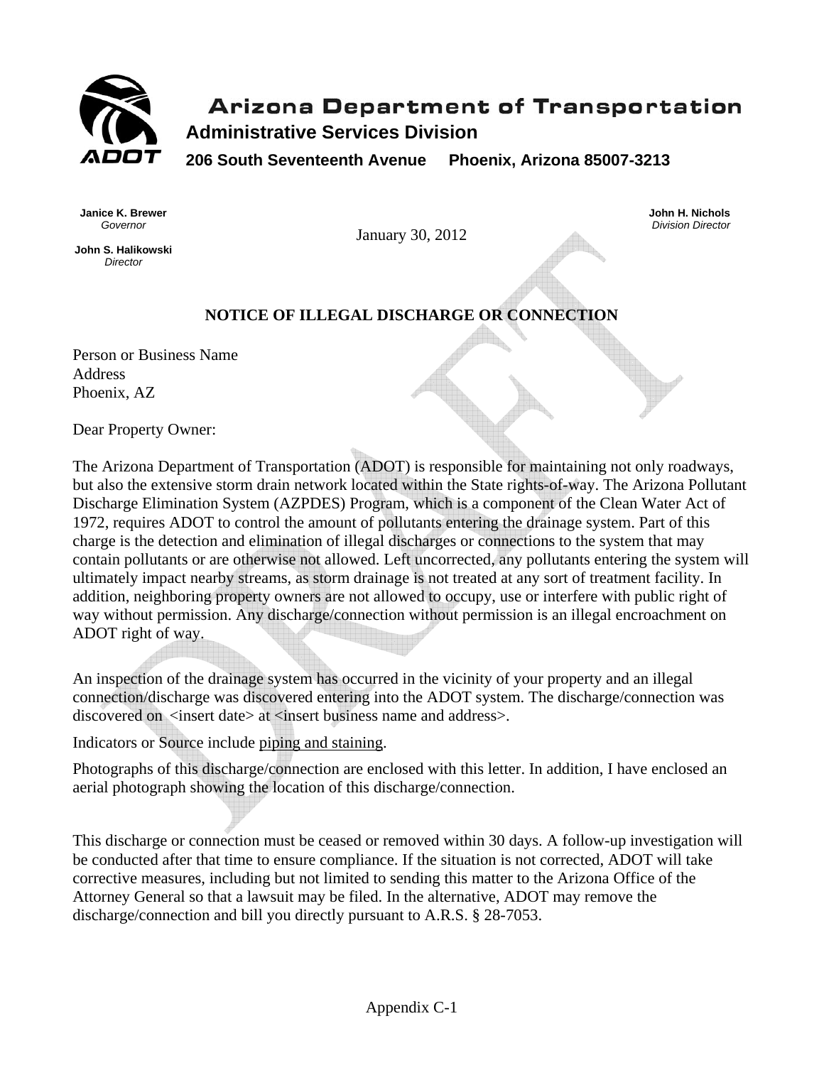**Arizona Department of Transportation**

**Administrative Services Division**

**206 South Seventeenth Avenue Phoenix, Arizona 85007-3213**

**Janice K. Brewer**
*Governor*

**John S. Halikowski**
*Director*

**John H. Nichols**
*Division Director*

January 30, 2012

## NOTICE OF ILLEGAL DISCHARGE OR CONNECTION

Person or Business Name
Address
Phoenix, AZ

Dear Property Owner:

The Arizona Department of Transportation (ADOT) is responsible for maintaining not only roadways, but also the extensive storm drain network located within the State rights-of-way. The Arizona Pollutant Discharge Elimination System (AZPDES) Program, which is a component of the Clean Water Act of 1972, requires ADOT to control the amount of pollutants entering the drainage system. Part of this charge is the detection and elimination of illegal discharges or connections to the system that may contain pollutants or are otherwise not allowed. Left uncorrected, any pollutants entering the system will ultimately impact nearby streams, as storm drainage is not treated at any sort of treatment facility. In addition, neighboring property owners are not allowed to occupy, use or interfere with public right of way without permission. Any discharge/connection without permission is an illegal encroachment on ADOT right of way.

An inspection of the drainage system has occurred in the vicinity of your property and an illegal connection/discharge was discovered entering into the ADOT system. The discharge/connection was discovered on <insert date> at <insert business name and address>.

Indicators or Source include <u>piping and staining</u>.

Photographs of this discharge/connection are enclosed with this letter. In addition, I have enclosed an aerial photograph showing the location of this discharge/connection.

This discharge or connection must be ceased or removed within 30 days. A follow-up investigation will be conducted after that time to ensure compliance. If the situation is not corrected, ADOT will take corrective measures, including but not limited to sending this matter to the Arizona Office of the Attorney General so that a lawsuit may be filed. In the alternative, ADOT may remove the discharge/connection and bill you directly pursuant to A.R.S. § 28-7053.

Appendix C-1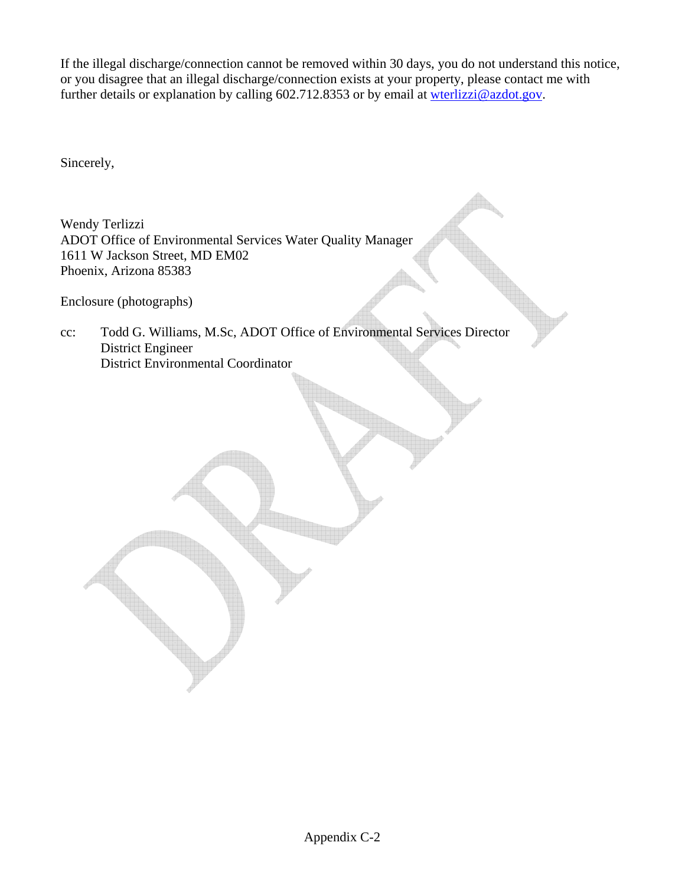If the illegal discharge/connection cannot be removed within 30 days, you do not understand this notice, or you disagree that an illegal discharge/connection exists at your property, please contact me with further details or explanation by calling 602.712.8353 or by email at wterlizzi@azdot.gov.

Sincerely,

Wendy Terlizzi
ADOT Office of Environmental Services Water Quality Manager
1611 W Jackson Street, MD EM02
Phoenix, Arizona 85383

Enclosure (photographs)

cc: Todd G. Williams, M.Sc, ADOT Office of Environmental Services Director
District Engineer
District Environmental Coordinator

DRAFT

Appendix C-2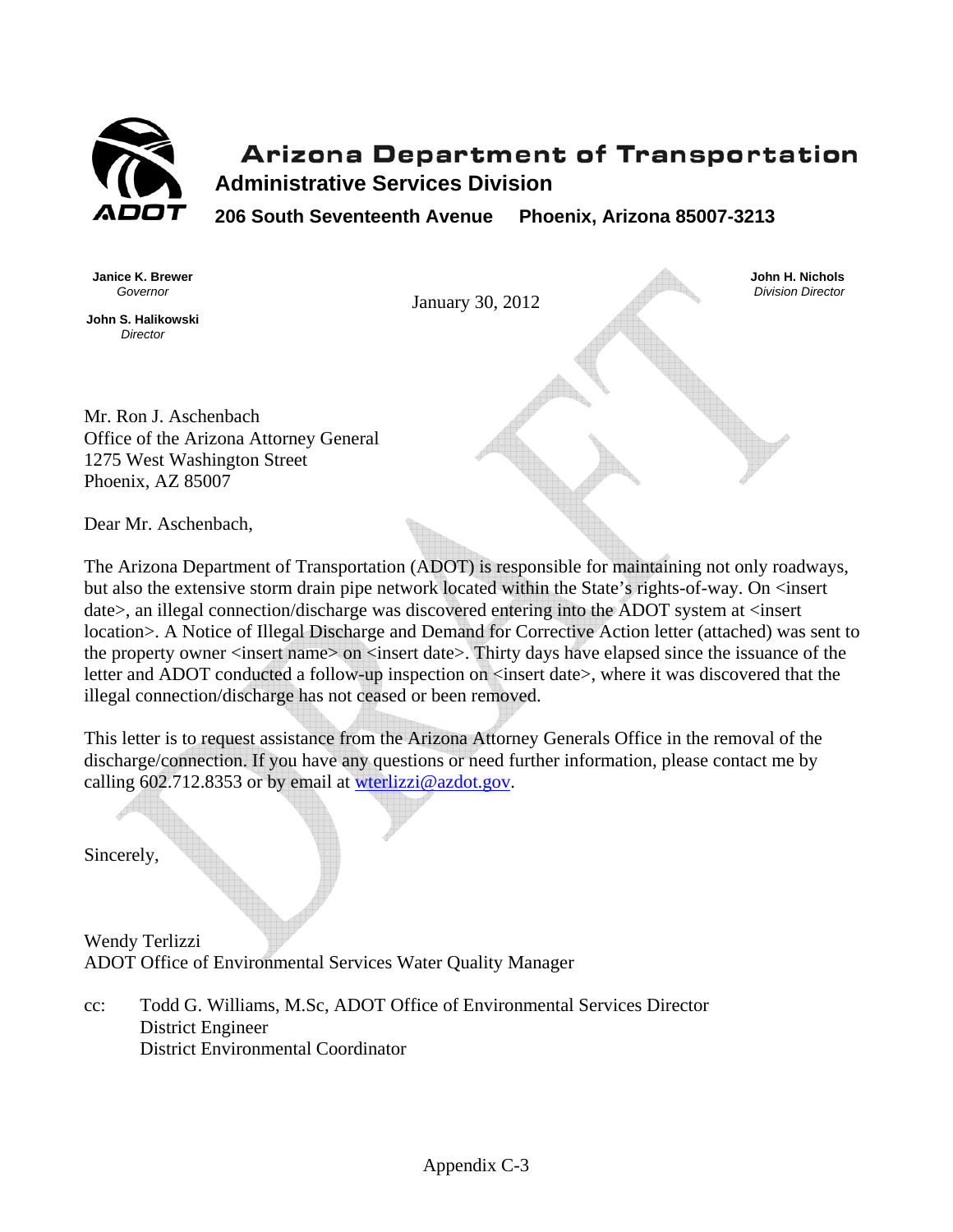# Arizona Department of Transportation

## Administrative Services Division

**206 South Seventeenth Avenue    Phoenix, Arizona 85007-3213**

**Janice K. Brewer**
*Governor*

**John S. Halikowski**
*Director*

January 30, 2012

**John H. Nichols**
*Division Director*

Mr. Ron J. Aschenbach
Office of the Arizona Attorney General
1275 West Washington Street
Phoenix, AZ 85007

Dear Mr. Aschenbach,

The Arizona Department of Transportation (ADOT) is responsible for maintaining not only roadways, but also the extensive storm drain pipe network located within the State's rights-of-way. On <insert date>, an illegal connection/discharge was discovered entering into the ADOT system at <insert location>. A Notice of Illegal Discharge and Demand for Corrective Action letter (attached) was sent to the property owner <insert name> on <insert date>. Thirty days have elapsed since the issuance of the letter and ADOT conducted a follow-up inspection on <insert date>, where it was discovered that the illegal connection/discharge has not ceased or been removed.

This letter is to request assistance from the Arizona Attorney Generals Office in the removal of the discharge/connection. If you have any questions or need further information, please contact me by calling 602.712.8353 or by email at wterlizzi@azdot.gov.

Sincerely,

Wendy Terlizzi
ADOT Office of Environmental Services Water Quality Manager

cc: Todd G. Williams, M.Sc, ADOT Office of Environmental Services Director
District Engineer
District Environmental Coordinator

Appendix C-3